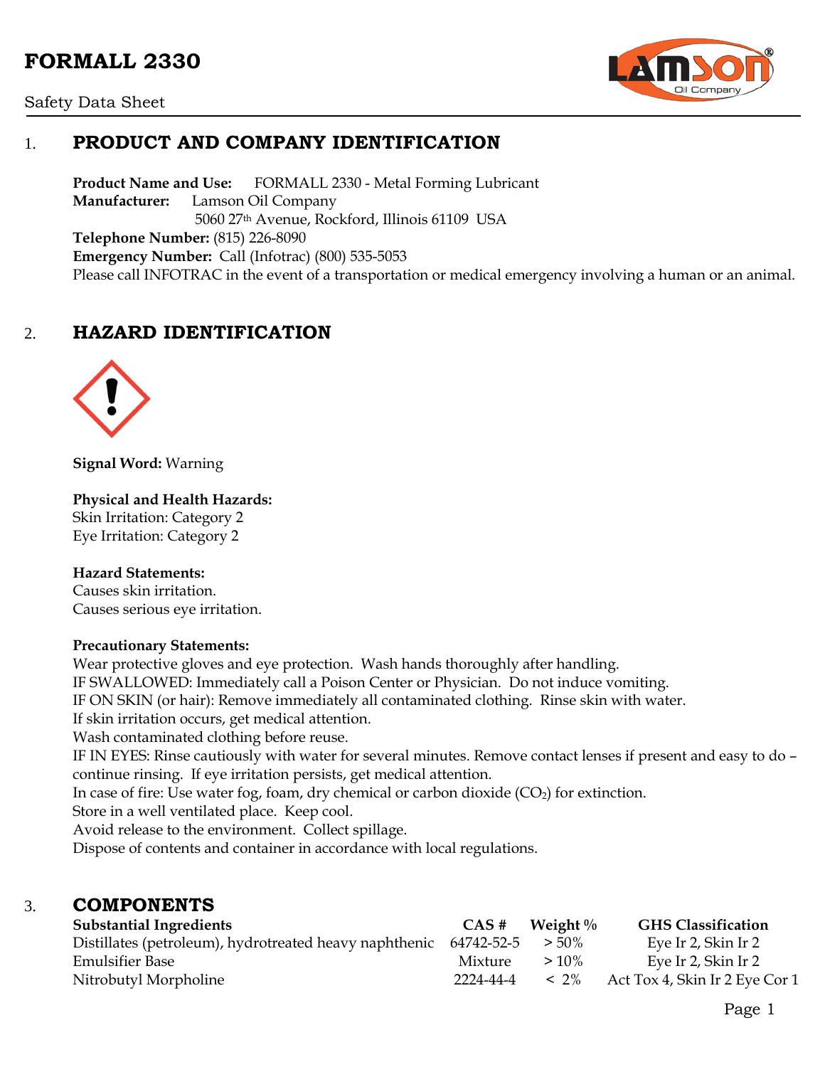# FORMALL 2330

Safety Data Sheet

## 1. PRODUCT AND COMPANY IDENTIFICATION

**Product Name and Use:** FORMALL 2330 - Metal Forming Lubricant
**Manufacturer:** Lamson Oil Company
5060 27th Avenue, Rockford, Illinois 61109 USA
**Telephone Number:** (815) 226-8090
**Emergency Number:** Call (Infotrac) (800) 535-5053
Please call INFOTRAC in the event of a transportation or medical emergency involving a human or an animal.

## 2. HAZARD IDENTIFICATION

**Signal Word:** Warning

**Physical and Health Hazards:**
Skin Irritation: Category 2
Eye Irritation: Category 2

**Hazard Statements:**
Causes skin irritation.
Causes serious eye irritation.

**Precautionary Statements:**
Wear protective gloves and eye protection. Wash hands thoroughly after handling.
IF SWALLOWED: Immediately call a Poison Center or Physician. Do not induce vomiting.
IF ON SKIN (or hair): Remove immediately all contaminated clothing. Rinse skin with water.
If skin irritation occurs, get medical attention.
Wash contaminated clothing before reuse.
IF IN EYES: Rinse cautiously with water for several minutes. Remove contact lenses if present and easy to do – continue rinsing. If eye irritation persists, get medical attention.
In case of fire: Use water fog, foam, dry chemical or carbon dioxide ($CO_2$) for extinction.
Store in a well ventilated place. Keep cool.
Avoid release to the environment. Collect spillage.
Dispose of contents and container in accordance with local regulations.

## 3. COMPONENTS

| Substantial Ingredients | CAS # | Weight % | GHS Classification |
|---|---|---|---|
| Distillates (petroleum), hydrotreated heavy naphthenic | 64742-52-5 | > 50% | Eye Ir 2, Skin Ir 2 |
| Emulsifier Base | Mixture | > 10% | Eye Ir 2, Skin Ir 2 |
| Nitrobutyl Morpholine | 2224-44-4 | < 2% | Act Tox 4, Skin Ir 2 Eye Cor 1 |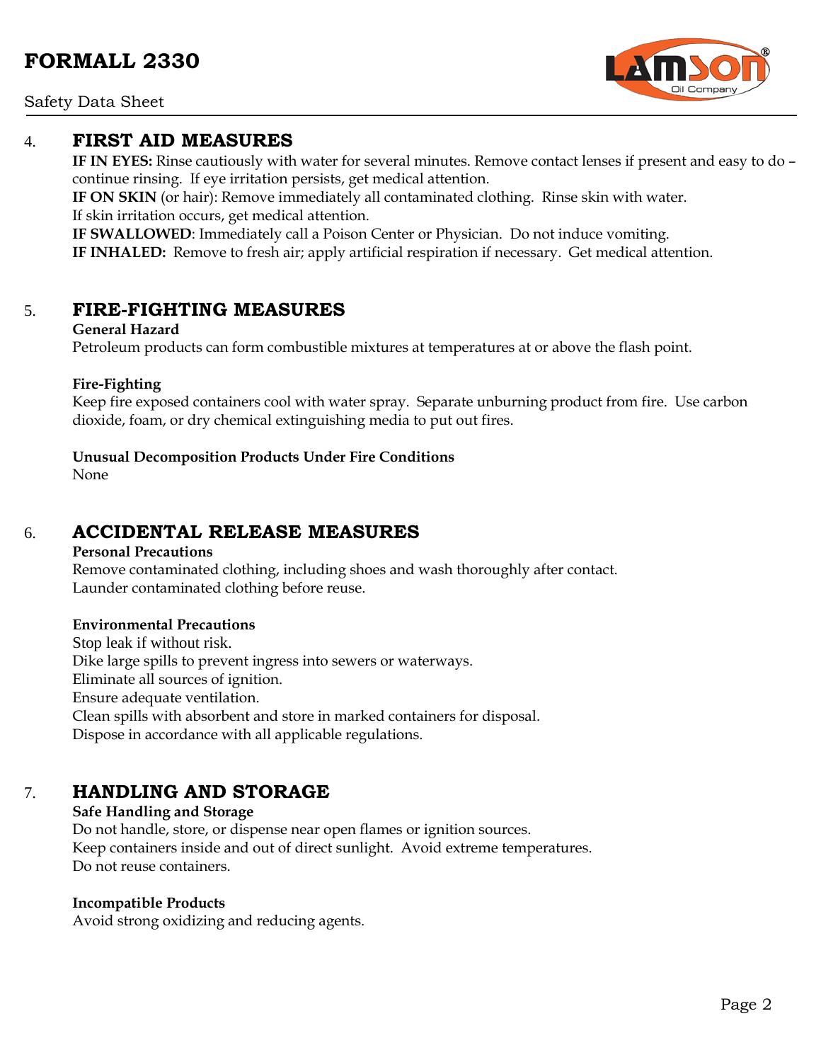## 4. FIRST AID MEASURES

**IF IN EYES:** Rinse cautiously with water for several minutes. Remove contact lenses if present and easy to do – continue rinsing. If eye irritation persists, get medical attention.

**IF ON SKIN** (or hair): Remove immediately all contaminated clothing. Rinse skin with water.
If skin irritation occurs, get medical attention.

**IF SWALLOWED**: Immediately call a Poison Center or Physician. Do not induce vomiting.

**IF INHALED:** Remove to fresh air; apply artificial respiration if necessary. Get medical attention.

## 5. FIRE-FIGHTING MEASURES

**General Hazard**

Petroleum products can form combustible mixtures at temperatures at or above the flash point.

**Fire-Fighting**

Keep fire exposed containers cool with water spray. Separate unburning product from fire. Use carbon dioxide, foam, or dry chemical extinguishing media to put out fires.

**Unusual Decomposition Products Under Fire Conditions**

None

## 6. ACCIDENTAL RELEASE MEASURES

**Personal Precautions**

Remove contaminated clothing, including shoes and wash thoroughly after contact.
Launder contaminated clothing before reuse.

**Environmental Precautions**

Stop leak if without risk.
Dike large spills to prevent ingress into sewers or waterways.
Eliminate all sources of ignition.
Ensure adequate ventilation.
Clean spills with absorbent and store in marked containers for disposal.
Dispose in accordance with all applicable regulations.

## 7. HANDLING AND STORAGE

**Safe Handling and Storage**

Do not handle, store, or dispense near open flames or ignition sources.
Keep containers inside and out of direct sunlight. Avoid extreme temperatures.
Do not reuse containers.

**Incompatible Products**

Avoid strong oxidizing and reducing agents.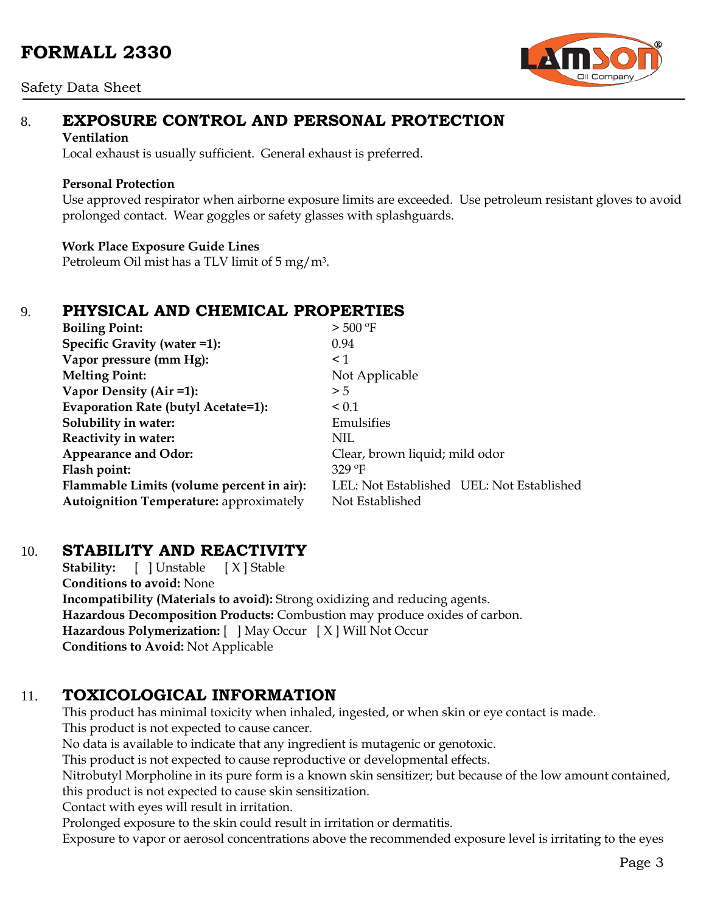## 8. EXPOSURE CONTROL AND PERSONAL PROTECTION

**Ventilation**

Local exhaust is usually sufficient. General exhaust is preferred.

**Personal Protection**

Use approved respirator when airborne exposure limits are exceeded. Use petroleum resistant gloves to avoid prolonged contact. Wear goggles or safety glasses with splashguards.

**Work Place Exposure Guide Lines**

Petroleum Oil mist has a TLV limit of 5 $mg/m^3$.

## 9. PHYSICAL AND CHEMICAL PROPERTIES

| | |
|---|---|
| **Boiling Point:** | > 500 ºF |
| **Specific Gravity (water =1):** | 0.94 |
| **Vapor pressure (mm Hg):** | < 1 |
| **Melting Point:** | Not Applicable |
| **Vapor Density (Air =1):** | > 5 |
| **Evaporation Rate (butyl Acetate=1):** | < 0.1 |
| **Solubility in water:** | Emulsifies |
| **Reactivity in water:** | NIL |
| **Appearance and Odor:** | Clear, brown liquid; mild odor |
| **Flash point:** | 329 ºF |
| **Flammable Limits (volume percent in air):** | LEL: Not Established UEL: Not Established |
| **Autoignition Temperature:** approximately | Not Established |

## 10. STABILITY AND REACTIVITY

**Stability:** [ ] Unstable [ X ] Stable

**Conditions to avoid:** None

**Incompatibility (Materials to avoid):** Strong oxidizing and reducing agents.

**Hazardous Decomposition Products:** Combustion may produce oxides of carbon.

**Hazardous Polymerization:** [ ] May Occur [ X ] Will Not Occur

**Conditions to Avoid:** Not Applicable

## 11. TOXICOLOGICAL INFORMATION

This product has minimal toxicity when inhaled, ingested, or when skin or eye contact is made.
This product is not expected to cause cancer.
No data is available to indicate that any ingredient is mutagenic or genotoxic.
This product is not expected to cause reproductive or developmental effects.
Nitrobutyl Morpholine in its pure form is a known skin sensitizer; but because of the low amount contained, this product is not expected to cause skin sensitization.
Contact with eyes will result in irritation.
Prolonged exposure to the skin could result in irritation or dermatitis.
Exposure to vapor or aerosol concentrations above the recommended exposure level is irritating to the eyes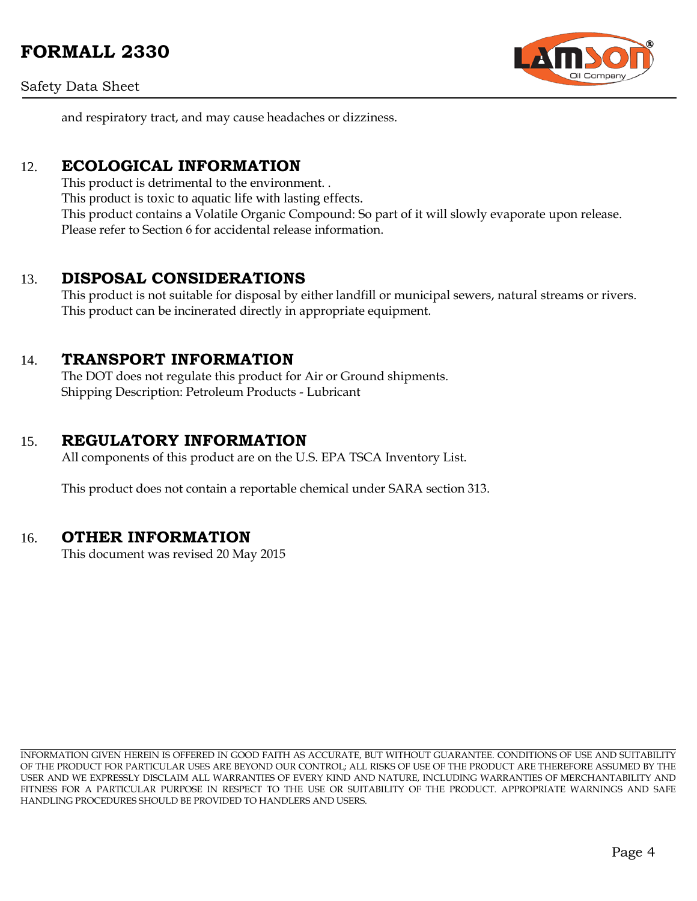and respiratory tract, and may cause headaches or dizziness.

## 12. ECOLOGICAL INFORMATION

This product is detrimental to the environment. .
This product is toxic to aquatic life with lasting effects.
This product contains a Volatile Organic Compound: So part of it will slowly evaporate upon release.
Please refer to Section 6 for accidental release information.

## 13. DISPOSAL CONSIDERATIONS

This product is not suitable for disposal by either landfill or municipal sewers, natural streams or rivers.
This product can be incinerated directly in appropriate equipment.

## 14. TRANSPORT INFORMATION

The DOT does not regulate this product for Air or Ground shipments.
Shipping Description: Petroleum Products - Lubricant

## 15. REGULATORY INFORMATION

All components of this product are on the U.S. EPA TSCA Inventory List.

This product does not contain a reportable chemical under SARA section 313.

## 16. OTHER INFORMATION

This document was revised 20 May 2015

INFORMATION GIVEN HEREIN IS OFFERED IN GOOD FAITH AS ACCURATE, BUT WITHOUT GUARANTEE. CONDITIONS OF USE AND SUITABILITY OF THE PRODUCT FOR PARTICULAR USES ARE BEYOND OUR CONTROL; ALL RISKS OF USE OF THE PRODUCT ARE THEREFORE ASSUMED BY THE USER AND WE EXPRESSLY DISCLAIM ALL WARRANTIES OF EVERY KIND AND NATURE, INCLUDING WARRANTIES OF MERCHANTABILITY AND FITNESS FOR A PARTICULAR PURPOSE IN RESPECT TO THE USE OR SUITABILITY OF THE PRODUCT. APPROPRIATE WARNINGS AND SAFE HANDLING PROCEDURES SHOULD BE PROVIDED TO HANDLERS AND USERS.